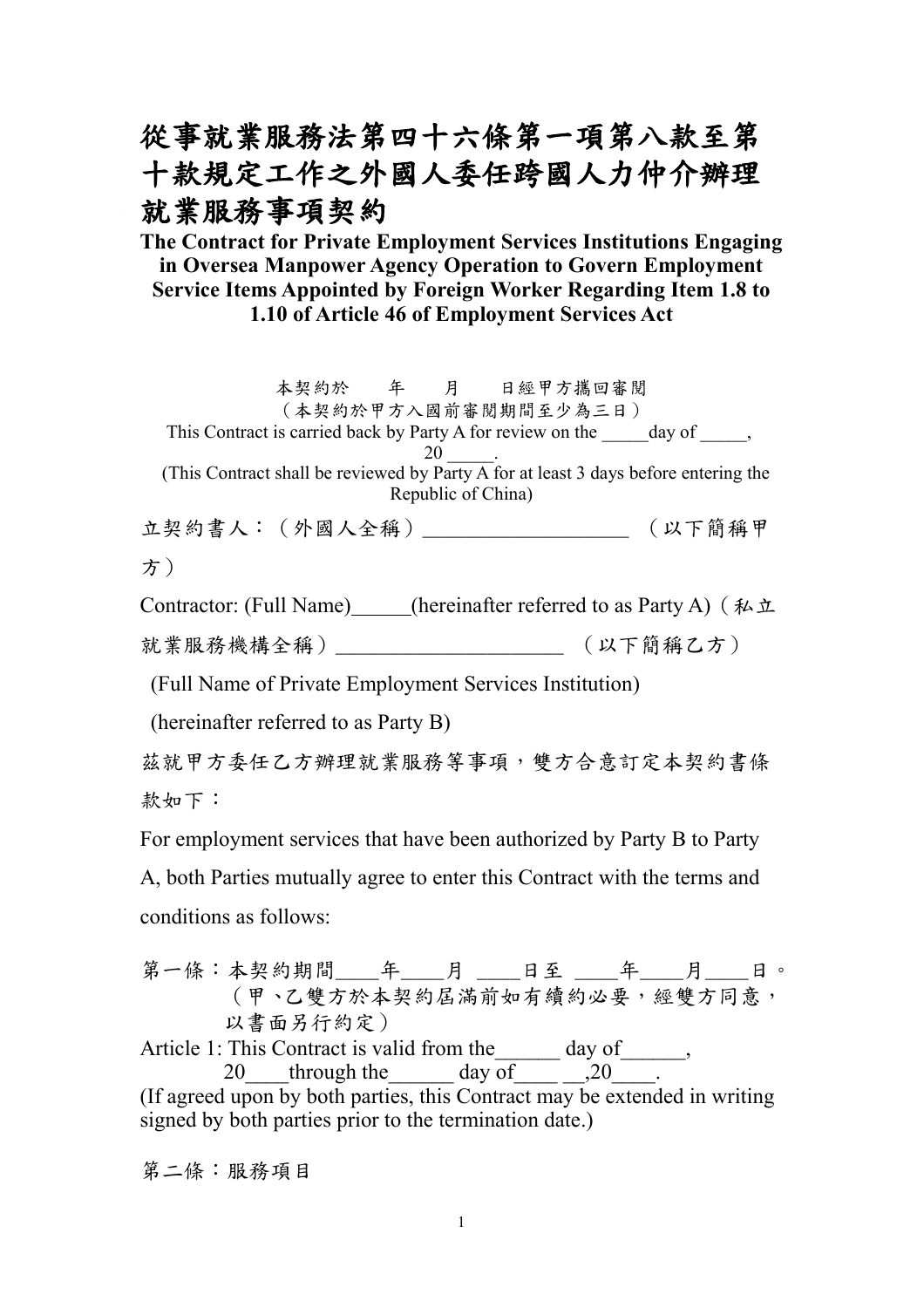# 從事就業服務法第四十六條第一項第八款至第十款規定工作之外國人委任跨國人力仲介辦理就業服務事項契約

**The Contract for Private Employment Services Institutions Engaging in Oversea Manpower Agency Operation to Govern Employment Service Items Appointed by Foreign Worker Regarding Item 1.8 to 1.10 of Article 46 of Employment Services Act**

本契約於　　年　　月　　日經甲方攜回審閱
（本契約於甲方入國前審閱期間至少為三日）
This Contract is carried back by Party A for review on the _____day of _____, 20 _____.
(This Contract shall be reviewed by Party A for at least 3 days before entering the Republic of China)

立契約書人：（外國人全稱）___________________ （以下簡稱甲方）

Contractor: (Full Name)______(hereinafter referred to as Party A)（私立就業服務機構全稱）_____________________ （以下簡稱乙方）

(Full Name of Private Employment Services Institution)

(hereinafter referred to as Party B)

茲就甲方委任乙方辦理就業服務等事項，雙方合意訂定本契約書條款如下：

For employment services that have been authorized by Party B to Party A, both Parties mutually agree to enter this Contract with the terms and conditions as follows:

第一條：本契約期間____年____月 ____日至 ____年____月____日。（甲、乙雙方於本契約屆滿前如有續約必要，經雙方同意，以書面另行約定）

Article 1: This Contract is valid from the______ day of______, 20____through the______ day of____ __,20____.
(If agreed upon by both parties, this Contract may be extended in writing signed by both parties prior to the termination date.)

第二條：服務項目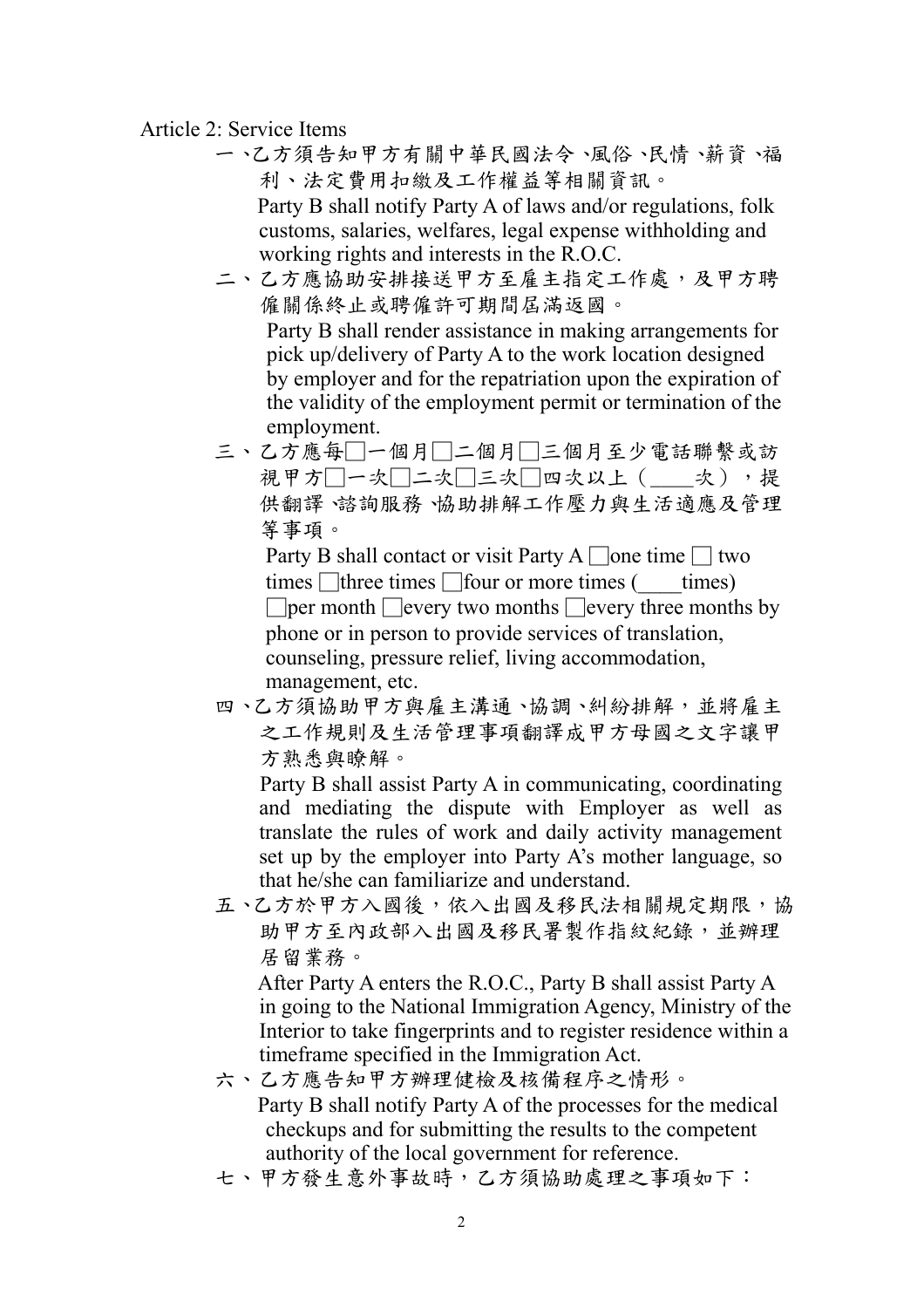Article 2: Service Items

一、乙方須告知甲方有關中華民國法令、風俗、民情、薪資、福利、法定費用扣繳及工作權益等相關資訊。

Party B shall notify Party A of laws and/or regulations, folk customs, salaries, welfares, legal expense withholding and working rights and interests in the R.O.C.

二、乙方應協助安排接送甲方至雇主指定工作處，及甲方聘僱關係終止或聘僱許可期間屆滿返國。

Party B shall render assistance in making arrangements for pick up/delivery of Party A to the work location designed by employer and for the repatriation upon the expiration of the validity of the employment permit or termination of the employment.

三、乙方應每□一個月□二個月□三個月至少電話聯繫或訪視甲方□一次□二次□三次□四次以上（____次），提供翻譯、諮詢服務、協助排解工作壓力與生活適應及管理等事項。

Party B shall contact or visit Party A □one time □ two times □three times □four or more times (____times) □per month □every two months □every three months by phone or in person to provide services of translation, counseling, pressure relief, living accommodation, management, etc.

四、乙方須協助甲方與雇主溝通、協調、糾紛排解，並將雇主之工作規則及生活管理事項翻譯成甲方母國之文字讓甲方熟悉與瞭解。

Party B shall assist Party A in communicating, coordinating and mediating the dispute with Employer as well as translate the rules of work and daily activity management set up by the employer into Party A's mother language, so that he/she can familiarize and understand.

五、乙方於甲方入國後，依入出國及移民法相關規定期限，協助甲方至內政部入出國及移民署製作指紋紀錄，並辦理居留業務。

After Party A enters the R.O.C., Party B shall assist Party A in going to the National Immigration Agency, Ministry of the Interior to take fingerprints and to register residence within a timeframe specified in the Immigration Act.

六、乙方應告知甲方辦理健檢及核備程序之情形。

Party B shall notify Party A of the processes for the medical checkups and for submitting the results to the competent authority of the local government for reference.

七、甲方發生意外事故時，乙方須協助處理之事項如下：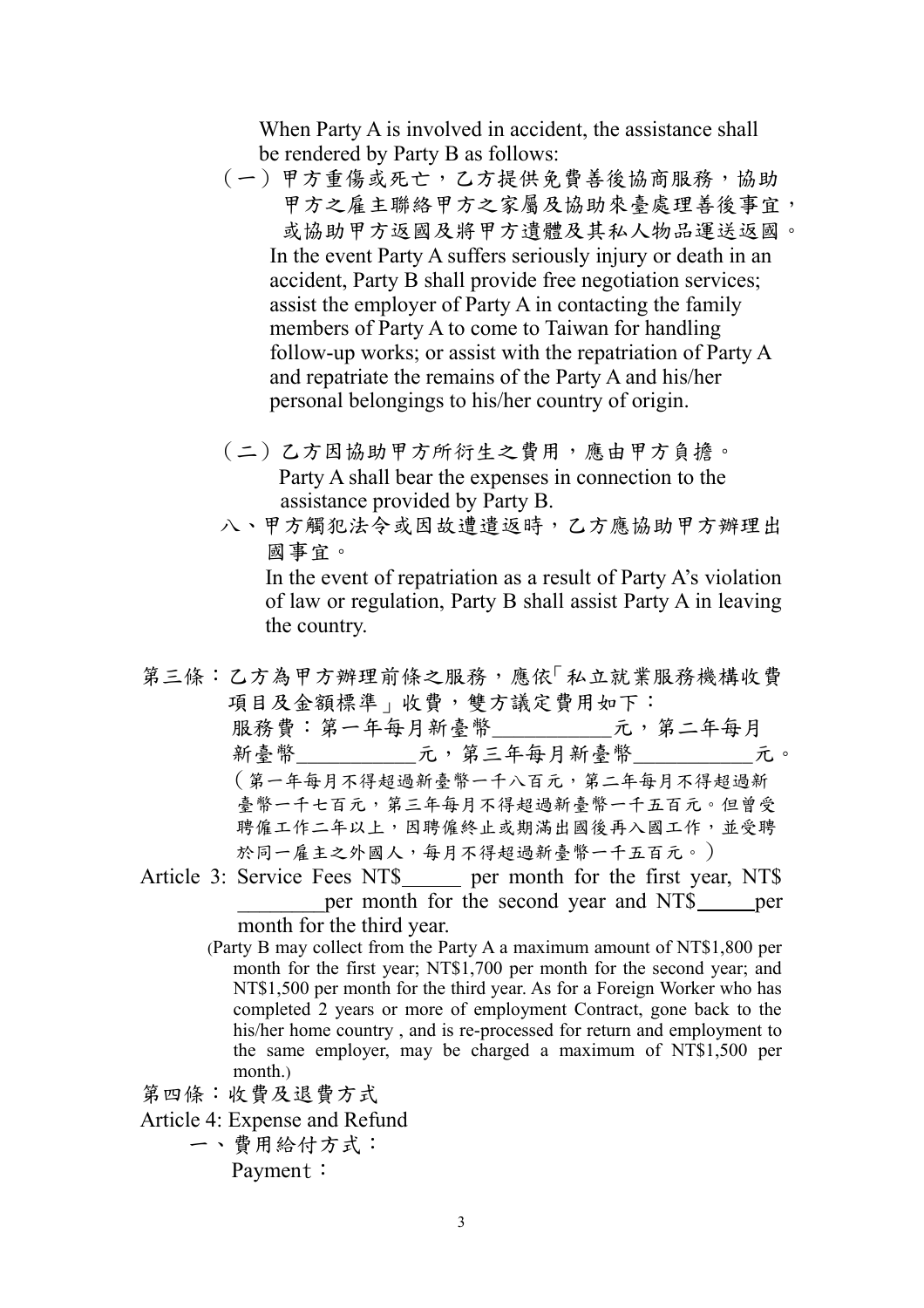When Party A is involved in accident, the assistance shall be rendered by Party B as follows:

（一）甲方重傷或死亡，乙方提供免費善後協商服務，協助甲方之雇主聯絡甲方之家屬及協助來臺處理善後事宜，或協助甲方返國及將甲方遺體及其私人物品運送返國。

In the event Party A suffers seriously injury or death in an accident, Party B shall provide free negotiation services; assist the employer of Party A in contacting the family members of Party A to come to Taiwan for handling follow-up works; or assist with the repatriation of Party A and repatriate the remains of the Party A and his/her personal belongings to his/her country of origin.

（二）乙方因協助甲方所衍生之費用，應由甲方負擔。

Party A shall bear the expenses in connection to the assistance provided by Party B.

八、甲方觸犯法令或因故遭遣返時，乙方應協助甲方辦理出國事宜。

In the event of repatriation as a result of Party A's violation of law or regulation, Party B shall assist Party A in leaving the country.

第三條：乙方為甲方辦理前條之服務，應依「私立就業服務機構收費項目及金額標準」收費，雙方議定費用如下：

服務費：第一年每月新臺幣___________元，第二年每月新臺幣___________元，第三年每月新臺幣___________元。

（第一年每月不得超過新臺幣一千八百元，第二年每月不得超過新臺幣一千七百元，第三年每月不得超過新臺幣一千五百元。但曾受聘僱工作二年以上，因聘僱終止或期滿出國後再入國工作，並受聘於同一雇主之外國人，每月不得超過新臺幣一千五百元。）

Article 3: Service Fees NT$______ per month for the first year, NT$________per month for the second year and NT$______per month for the third year.

(Party B may collect from the Party A a maximum amount of NT$1,800 per month for the first year; NT$1,700 per month for the second year; and NT$1,500 per month for the third year. As for a Foreign Worker who has completed 2 years or more of employment Contract, gone back to the his/her home country , and is re-processed for return and employment to the same employer, may be charged a maximum of NT$1,500 per month.)

第四條：收費及退費方式

Article 4: Expense and Refund

一、費用給付方式：

Payment：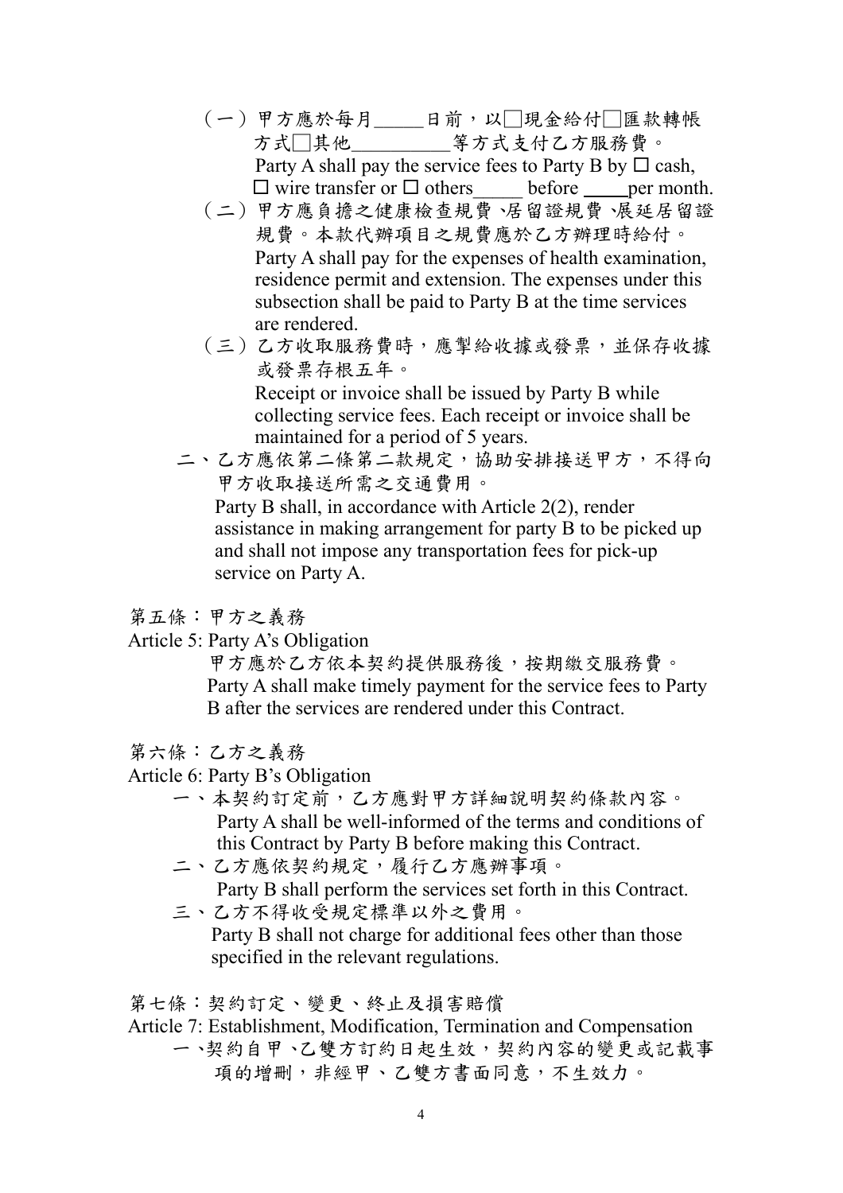（一）甲方應於每月_____日前，以□現金給付□匯款轉帳方式□其他__________等方式支付乙方服務費。
Party A shall pay the service fees to Party B by □ cash, □ wire transfer or □ others_____ before _____per month.

（二）甲方應負擔之健康檢查規費、居留證規費、展延居留證規費。本款代辦項目之規費應於乙方辦理時給付。
Party A shall pay for the expenses of health examination, residence permit and extension. The expenses under this subsection shall be paid to Party B at the time services are rendered.

（三）乙方收取服務費時，應掣給收據或發票，並保存收據或發票存根五年。
Receipt or invoice shall be issued by Party B while collecting service fees. Each receipt or invoice shall be maintained for a period of 5 years.

二、乙方應依第二條第二款規定，協助安排接送甲方，不得向甲方收取接送所需之交通費用。
Party B shall, in accordance with Article 2(2), render assistance in making arrangement for party B to be picked up and shall not impose any transportation fees for pick-up service on Party A.

## 第五條：甲方之義務
## Article 5: Party A's Obligation

甲方應於乙方依本契約提供服務後，按期繳交服務費。
Party A shall make timely payment for the service fees to Party B after the services are rendered under this Contract.

## 第六條：乙方之義務
## Article 6: Party B's Obligation

一、本契約訂定前，乙方應對甲方詳細說明契約條款內容。
Party A shall be well-informed of the terms and conditions of this Contract by Party B before making this Contract.

二、乙方應依契約規定，履行乙方應辦事項。
Party B shall perform the services set forth in this Contract.

三、乙方不得收受規定標準以外之費用。
Party B shall not charge for additional fees other than those specified in the relevant regulations.

## 第七條：契約訂定、變更、終止及損害賠償
## Article 7: Establishment, Modification, Termination and Compensation

一、契約自甲、乙雙方訂約日起生效，契約內容的變更或記載事項的增刪，非經甲、乙雙方書面同意，不生效力。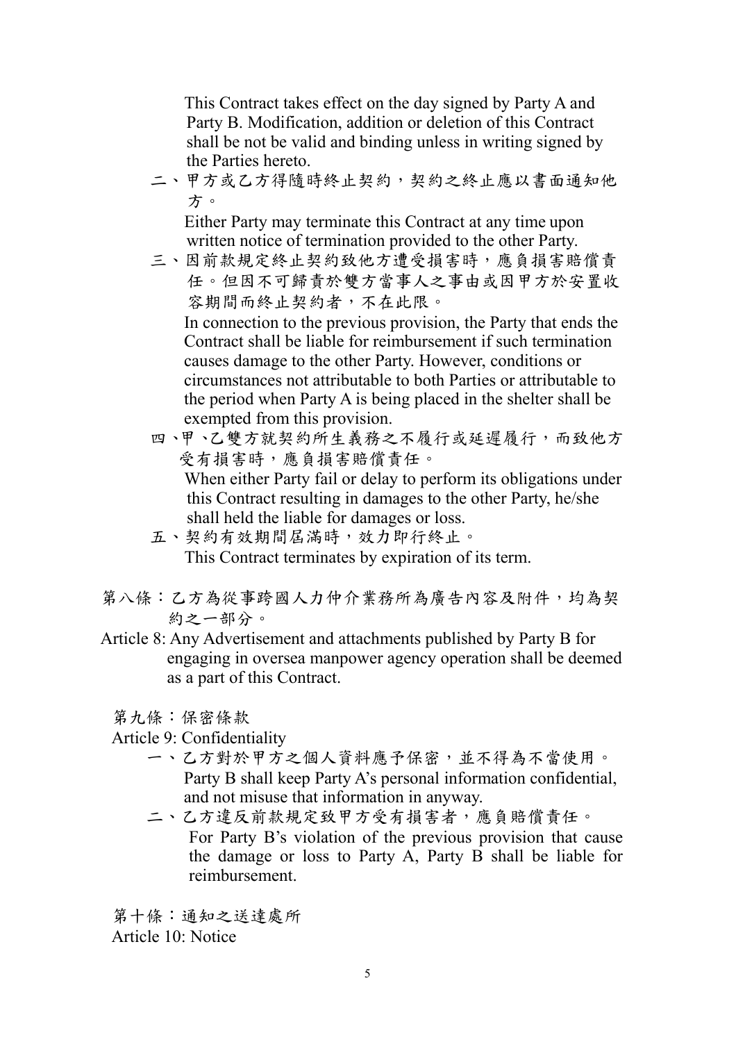This Contract takes effect on the day signed by Party A and Party B. Modification, addition or deletion of this Contract shall be not be valid and binding unless in writing signed by the Parties hereto.

二、甲方或乙方得隨時終止契約，契約之終止應以書面通知他方。

Either Party may terminate this Contract at any time upon written notice of termination provided to the other Party.

三、因前款規定終止契約致他方遭受損害時，應負損害賠償責任。但因不可歸責於雙方當事人之事由或因甲方於安置收容期間而終止契約者，不在此限。

In connection to the previous provision, the Party that ends the Contract shall be liable for reimbursement if such termination causes damage to the other Party. However, conditions or circumstances not attributable to both Parties or attributable to the period when Party A is being placed in the shelter shall be exempted from this provision.

四、甲、乙雙方就契約所生義務之不履行或延遲履行，而致他方受有損害時，應負損害賠償責任。

When either Party fail or delay to perform its obligations under this Contract resulting in damages to the other Party, he/she shall held the liable for damages or loss.

五、契約有效期間屆滿時，效力即行終止。

This Contract terminates by expiration of its term.

第八條：乙方為從事跨國人力仲介業務所為廣告內容及附件，均為契約之一部分。

Article 8: Any Advertisement and attachments published by Party B for engaging in oversea manpower agency operation shall be deemed as a part of this Contract.

第九條：保密條款

Article 9: Confidentiality

一、乙方對於甲方之個人資料應予保密，並不得為不當使用。

Party B shall keep Party A's personal information confidential, and not misuse that information in anyway.

二、乙方違反前款規定致甲方受有損害者，應負賠償責任。

For Party B's violation of the previous provision that cause the damage or loss to Party A, Party B shall be liable for reimbursement.

第十條：通知之送達處所

Article 10: Notice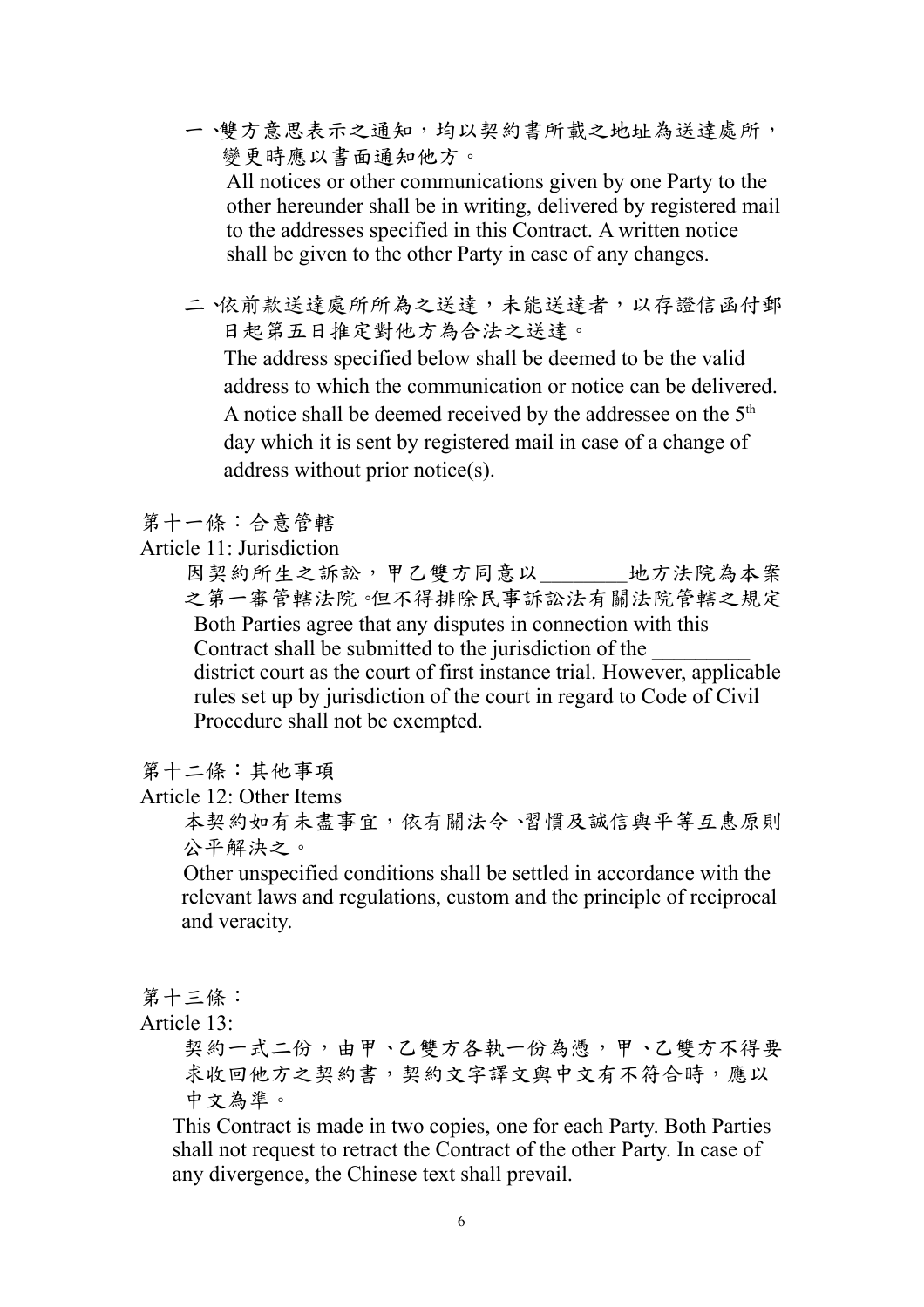一、雙方意思表示之通知，均以契約書所載之地址為送達處所，變更時應以書面通知他方。

All notices or other communications given by one Party to the other hereunder shall be in writing, delivered by registered mail to the addresses specified in this Contract. A written notice shall be given to the other Party in case of any changes.

二、依前款送達處所所為之送達，未能送達者，以存證信函付郵日起第五日推定對他方為合法之送達。

The address specified below shall be deemed to be the valid address to which the communication or notice can be delivered. A notice shall be deemed received by the addressee on the 5th day which it is sent by registered mail in case of a change of address without prior notice(s).

第十一條：合意管轄

Article 11: Jurisdiction

因契約所生之訴訟，甲乙雙方同意以________地方法院為本案之第一審管轄法院。但不得排除民事訴訟法有關法院管轄之規定

Both Parties agree that any disputes in connection with this Contract shall be submitted to the jurisdiction of the _________ district court as the court of first instance trial. However, applicable rules set up by jurisdiction of the court in regard to Code of Civil Procedure shall not be exempted.

第十二條：其他事項

Article 12: Other Items

本契約如有未盡事宜，依有關法令、習慣及誠信與平等互惠原則公平解決之。

Other unspecified conditions shall be settled in accordance with the relevant laws and regulations, custom and the principle of reciprocal and veracity.

第十三條：

Article 13:

契約一式二份，由甲、乙雙方各執一份為憑，甲、乙雙方不得要求收回他方之契約書，契約文字譯文與中文有不符合時，應以中文為準。

This Contract is made in two copies, one for each Party. Both Parties shall not request to retract the Contract of the other Party. In case of any divergence, the Chinese text shall prevail.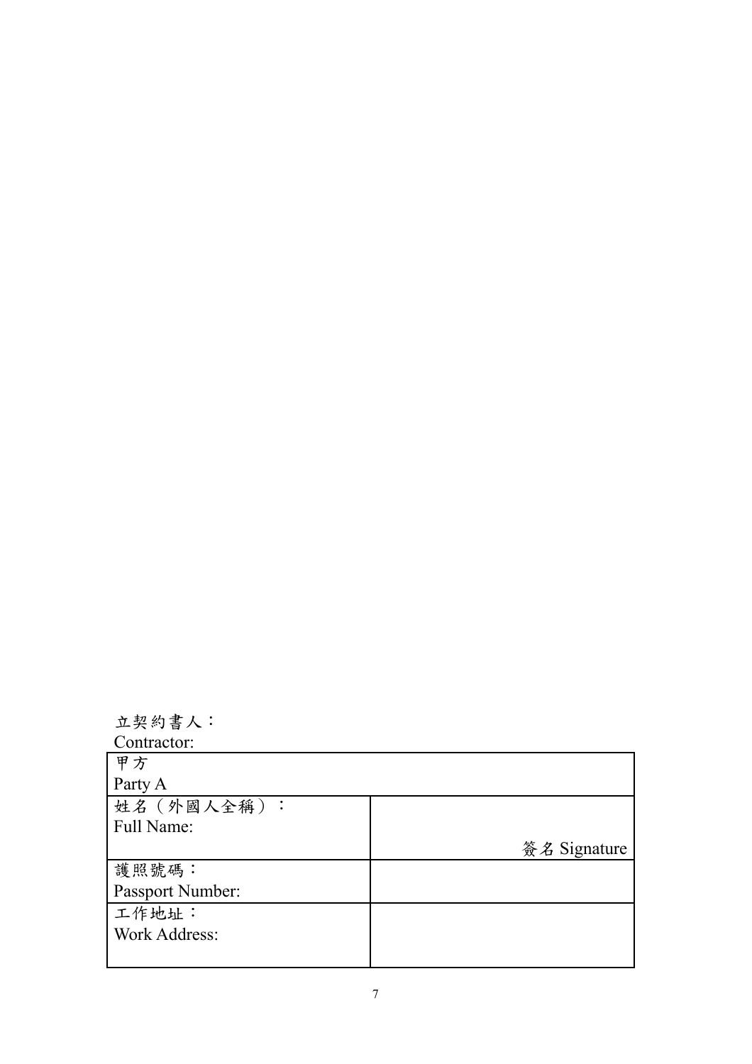立契約書人：
Contractor:

| 甲方<br>Party A | |
|---|---|
| 姓名（外國人全稱）：<br>Full Name: | 簽名 Signature |
| 護照號碼：<br>Passport Number: | |
| 工作地址：<br>Work Address: | |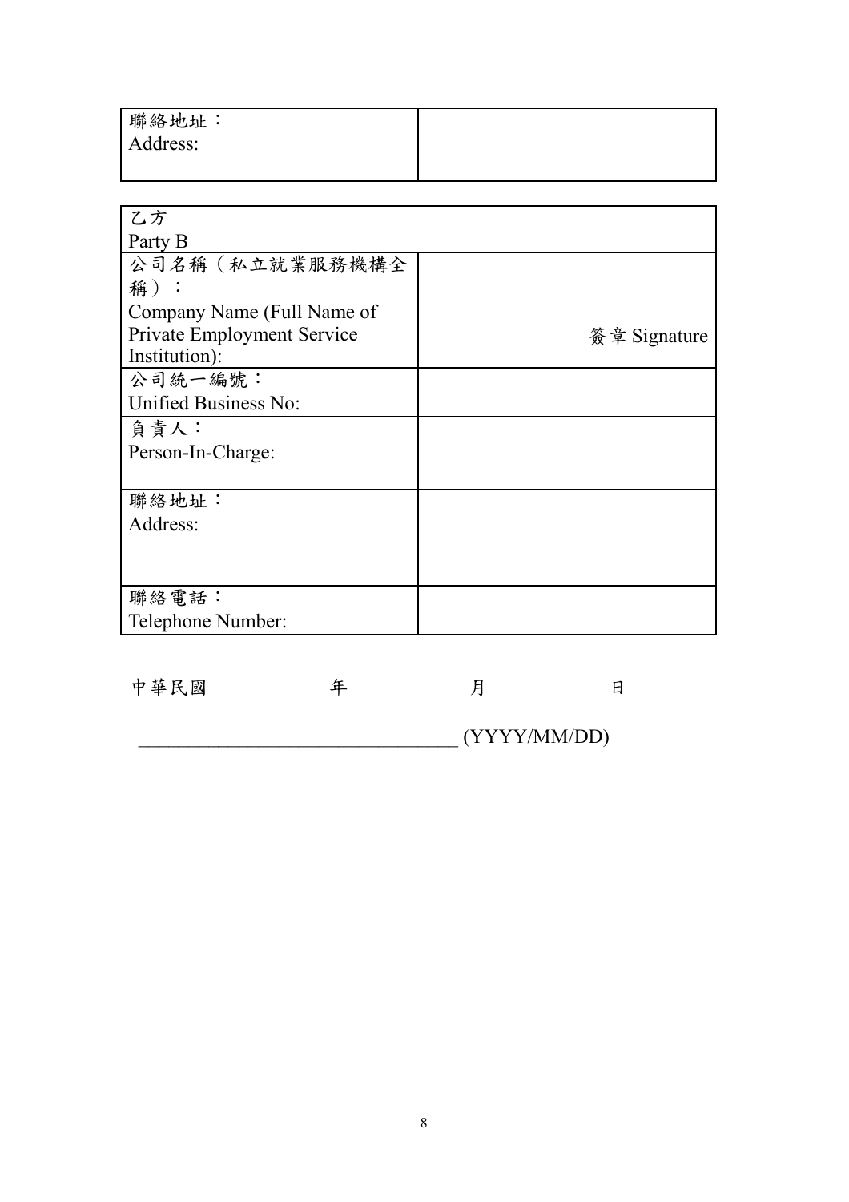| | |
|---|---|
| 聯絡地址：<br>Address: | |

| | |
|---|---|
| 乙方<br>Party B | |
| 公司名稱（私立就業服務機構全稱）：<br>Company Name (Full Name of Private Employment Service Institution): | 簽章 Signature |
| 公司統一編號：<br>Unified Business No: | |
| 負責人：<br>Person-In-Charge: | |
| 聯絡地址：<br>Address: | |
| 聯絡電話：<br>Telephone Number: | |

中華民國　　　　年　　　　月　　　　日

________________________________ (YYYY/MM/DD)